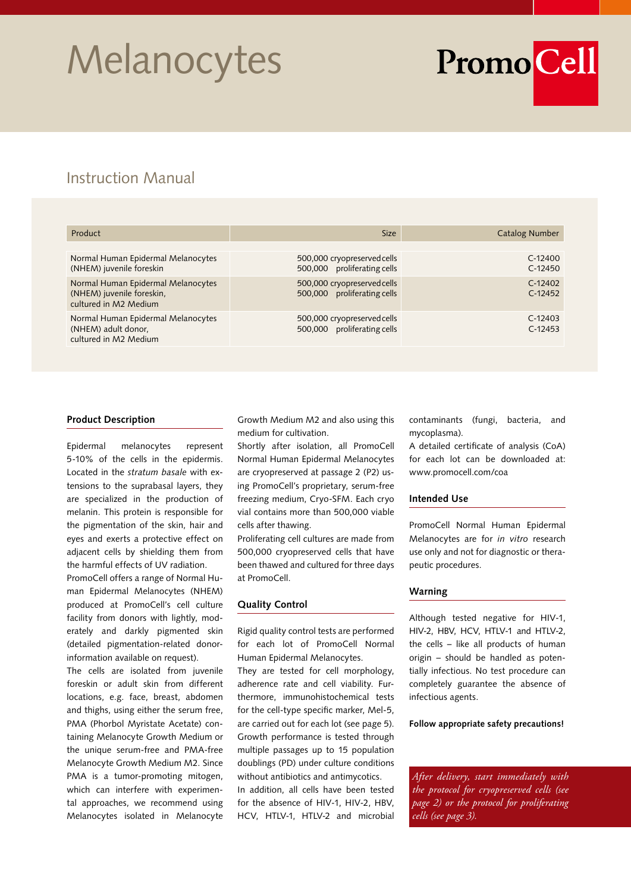# Melanocytes

PromoCell

## Instruction Manual

| Product | Size | Catalog Number |
|---|---|---|
| Normal Human Epidermal Melanocytes (NHEM) juvenile foreskin | 500,000 cryopreserved cells<br>500,000 proliferating cells | C-12400<br>C-12450 |
| Normal Human Epidermal Melanocytes (NHEM) juvenile foreskin, cultured in M2 Medium | 500,000 cryopreserved cells<br>500,000 proliferating cells | C-12402<br>C-12452 |
| Normal Human Epidermal Melanocytes (NHEM) adult donor, cultured in M2 Medium | 500,000 cryopreserved cells<br>500,000 proliferating cells | C-12403<br>C-12453 |

### Product Description

Epidermal melanocytes represent 5-10% of the cells in the epidermis. Located in the *stratum basale* with extensions to the suprabasal layers, they are specialized in the production of melanin. This protein is responsible for the pigmentation of the skin, hair and eyes and exerts a protective effect on adjacent cells by shielding them from the harmful effects of UV radiation.

PromoCell offers a range of Normal Human Epidermal Melanocytes (NHEM) produced at PromoCell's cell culture facility from donors with lightly, moderately and darkly pigmented skin (detailed pigmentation-related donor-information available on request).

The cells are isolated from juvenile foreskin or adult skin from different locations, e.g. face, breast, abdomen and thighs, using either the serum free, PMA (Phorbol Myristate Acetate) containing Melanocyte Growth Medium or the unique serum-free and PMA-free Melanocyte Growth Medium M2. Since PMA is a tumor-promoting mitogen, which can interfere with experimental approaches, we recommend using Melanocytes isolated in Melanocyte Growth Medium M2 and also using this medium for cultivation.

Shortly after isolation, all PromoCell Normal Human Epidermal Melanocytes are cryopreserved at passage 2 (P2) using PromoCell's proprietary, serum-free freezing medium, Cryo-SFM. Each cryo vial contains more than 500,000 viable cells after thawing.

Proliferating cell cultures are made from 500,000 cryopreserved cells that have been thawed and cultured for three days at PromoCell.

### Quality Control

Rigid quality control tests are performed for each lot of PromoCell Normal Human Epidermal Melanocytes.

They are tested for cell morphology, adherence rate and cell viability. Furthermore, immunohistochemical tests for the cell-type specific marker, Mel-5, are carried out for each lot (see page 5). Growth performance is tested through multiple passages up to 15 population doublings (PD) under culture conditions without antibiotics and antimycotics.

In addition, all cells have been tested for the absence of HIV-1, HIV-2, HBV, HCV, HTLV-1, HTLV-2 and microbial contaminants (fungi, bacteria, and mycoplasma).

A detailed certificate of analysis (CoA) for each lot can be downloaded at: www.promocell.com/coa

### Intended Use

PromoCell Normal Human Epidermal Melanocytes are for *in vitro* research use only and not for diagnostic or therapeutic procedures.

### Warning

Although tested negative for HIV-1, HIV-2, HBV, HCV, HTLV-1 and HTLV-2, the cells – like all products of human origin – should be handled as potentially infectious. No test procedure can completely guarantee the absence of infectious agents.

**Follow appropriate safety precautions!**

*After delivery, start immediately with the protocol for cryopreserved cells (see page 2) or the protocol for proliferating cells (see page 3).*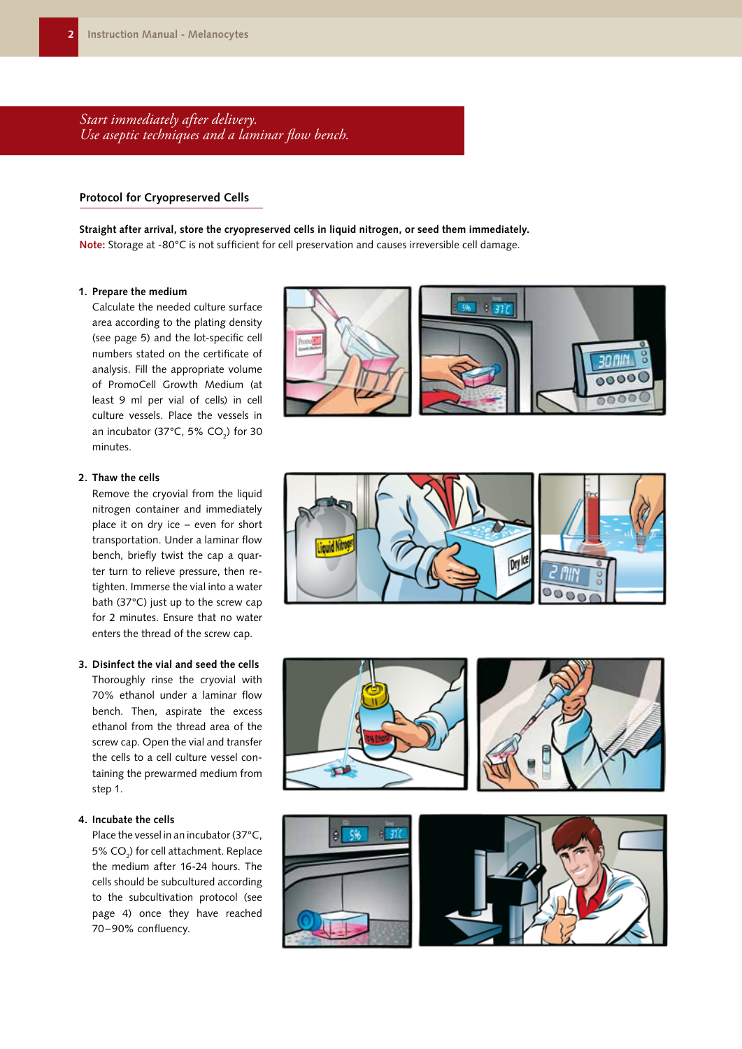*Start immediately after delivery.*
*Use aseptic techniques and a laminar flow bench.*

## Protocol for Cryopreserved Cells

**Straight after arrival, store the cryopreserved cells in liquid nitrogen, or seed them immediately.**
**Note:** Storage at -80°C is not sufficient for cell preservation and causes irreversible cell damage.

1. **Prepare the medium**
   Calculate the needed culture surface area according to the plating density (see page 5) and the lot-specific cell numbers stated on the certificate of analysis. Fill the appropriate volume of PromoCell Growth Medium (at least 9 ml per vial of cells) in cell culture vessels. Place the vessels in an incubator (37°C, 5% $CO_2$) for 30 minutes.

2. **Thaw the cells**
   Remove the cryovial from the liquid nitrogen container and immediately place it on dry ice – even for short transportation. Under a laminar flow bench, briefly twist the cap a quarter turn to relieve pressure, then retighten. Immerse the vial into a water bath (37°C) just up to the screw cap for 2 minutes. Ensure that no water enters the thread of the screw cap.

3. **Disinfect the vial and seed the cells**
   Thoroughly rinse the cryovial with 70% ethanol under a laminar flow bench. Then, aspirate the excess ethanol from the thread area of the screw cap. Open the vial and transfer the cells to a cell culture vessel containing the prewarmed medium from step 1.

4. **Incubate the cells**
   Place the vessel in an incubator (37°C, 5% $CO_2$) for cell attachment. Replace the medium after 16-24 hours. The cells should be subcultured according to the subcultivation protocol (see page 4) once they have reached 70–90% confluency.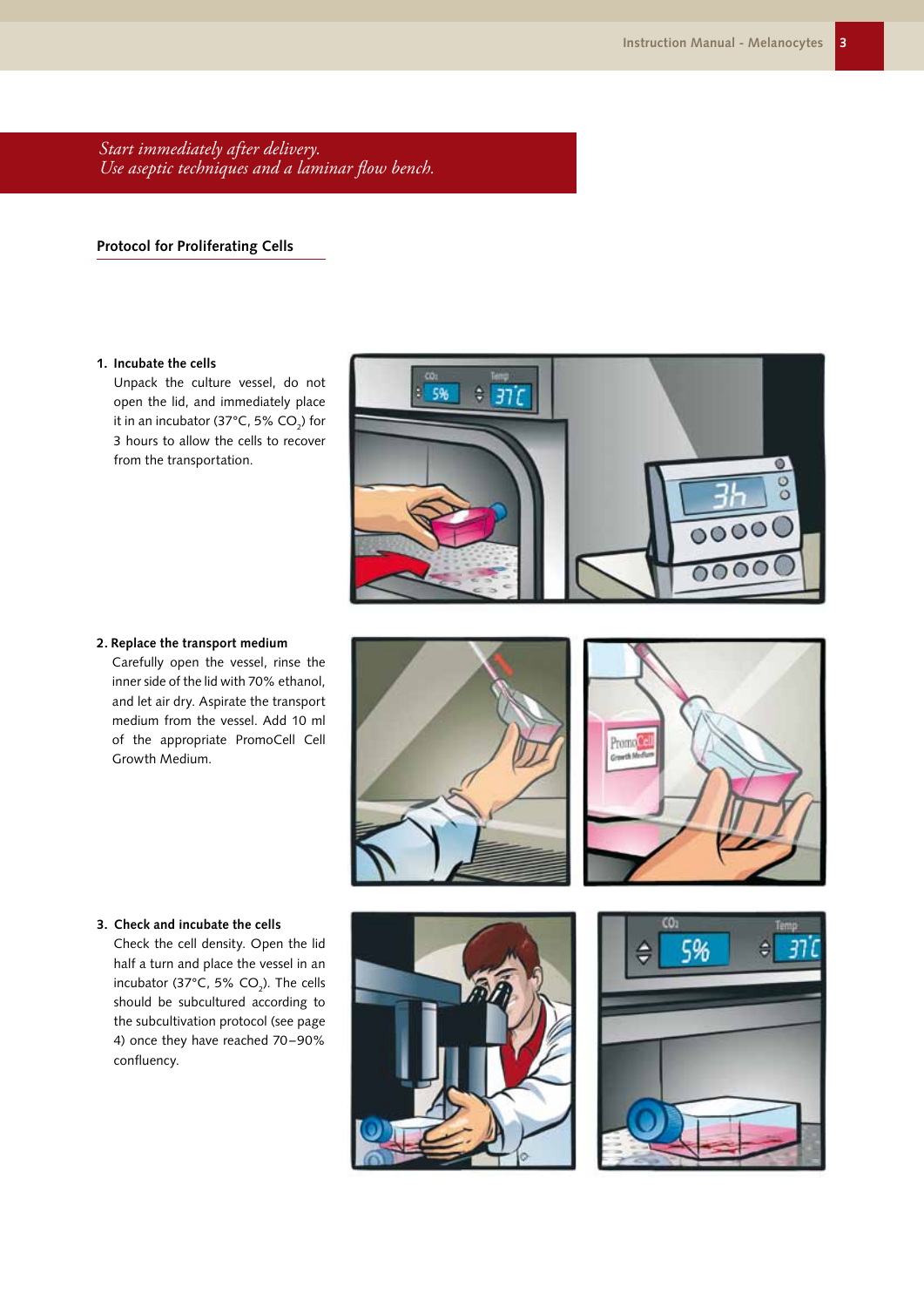*Start immediately after delivery.*
*Use aseptic techniques and a laminar flow bench.*

## Protocol for Proliferating Cells

1. **Incubate the cells**
   Unpack the culture vessel, do not open the lid, and immediately place it in an incubator (37°C, 5% $CO_2$) for 3 hours to allow the cells to recover from the transportation.

2. **Replace the transport medium**
   Carefully open the vessel, rinse the inner side of the lid with 70% ethanol, and let air dry. Aspirate the transport medium from the vessel. Add 10 ml of the appropriate PromoCell Cell Growth Medium.

3. **Check and incubate the cells**
   Check the cell density. Open the lid half a turn and place the vessel in an incubator (37°C, 5% $CO_2$). The cells should be subcultured according to the subcultivation protocol (see page 4) once they have reached 70–90% confluency.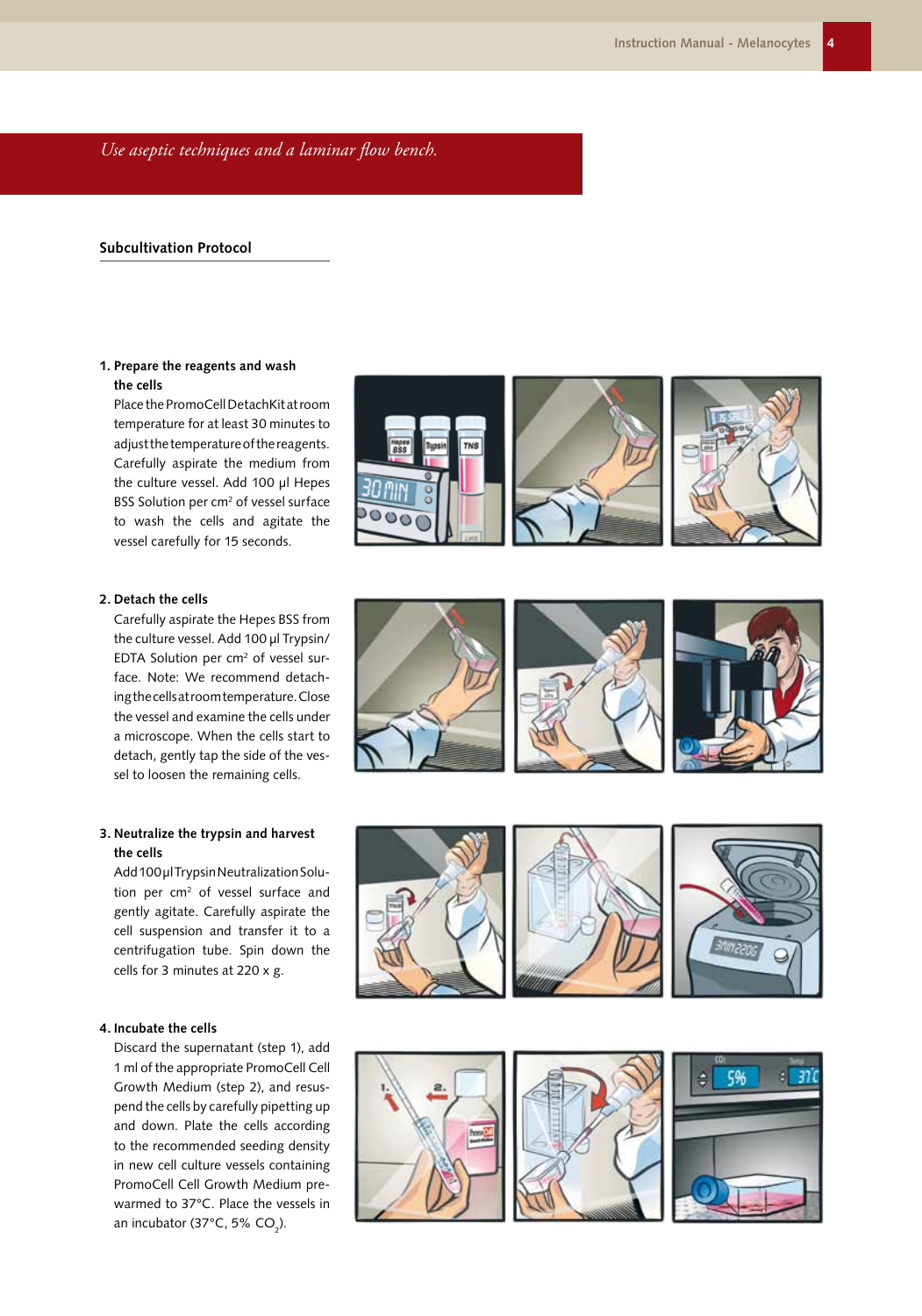*Use aseptic techniques and a laminar flow bench.*

## Subcultivation Protocol

**1. Prepare the reagents and wash the cells**

Place the PromoCell DetachKit at room temperature for at least 30 minutes to adjust the temperature of the reagents. Carefully aspirate the medium from the culture vessel. Add 100 µl Hepes BSS Solution per $cm^2$ of vessel surface to wash the cells and agitate the vessel carefully for 15 seconds.

**2. Detach the cells**

Carefully aspirate the Hepes BSS from the culture vessel. Add 100 µl Trypsin/EDTA Solution per $cm^2$ of vessel surface. Note: We recommend detaching the cells at room temperature. Close the vessel and examine the cells under a microscope. When the cells start to detach, gently tap the side of the vessel to loosen the remaining cells.

**3. Neutralize the trypsin and harvest the cells**

Add 100 µl Trypsin Neutralization Solution per $cm^2$ of vessel surface and gently agitate. Carefully aspirate the cell suspension and transfer it to a centrifugation tube. Spin down the cells for 3 minutes at 220 x g.

**4. Incubate the cells**

Discard the supernatant (step 1), add 1 ml of the appropriate PromoCell Cell Growth Medium (step 2), and resuspend the cells by carefully pipetting up and down. Plate the cells according to the recommended seeding density in new cell culture vessels containing PromoCell Cell Growth Medium prewarmed to 37°C. Place the vessels in an incubator (37°C, 5% $CO_2$).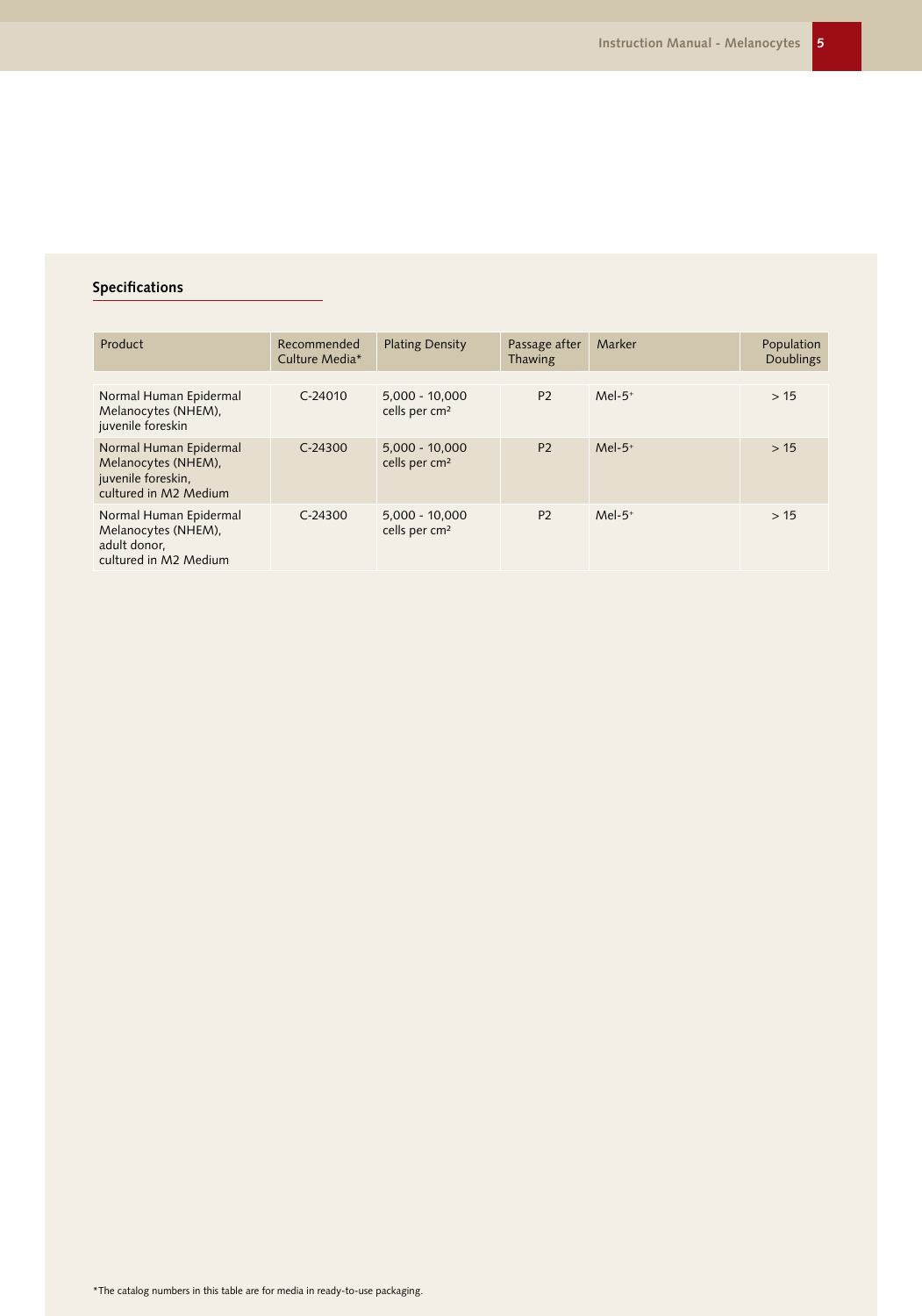## Specifications

| Product | Recommended Culture Media* | Plating Density | Passage after Thawing | Marker | Population Doublings |
|---|---|---|---|---|---|
| Normal Human Epidermal Melanocytes (NHEM), juvenile foreskin | C-24010 | 5,000 - 10,000 cells per $cm^2$ | P2 | Mel-$5^+$ | > 15 |
| Normal Human Epidermal Melanocytes (NHEM), juvenile foreskin, cultured in M2 Medium | C-24300 | 5,000 - 10,000 cells per $cm^2$ | P2 | Mel-$5^+$ | > 15 |
| Normal Human Epidermal Melanocytes (NHEM), adult donor, cultured in M2 Medium | C-24300 | 5,000 - 10,000 cells per $cm^2$ | P2 | Mel-$5^+$ | > 15 |

*The catalog numbers in this table are for media in ready-to-use packaging.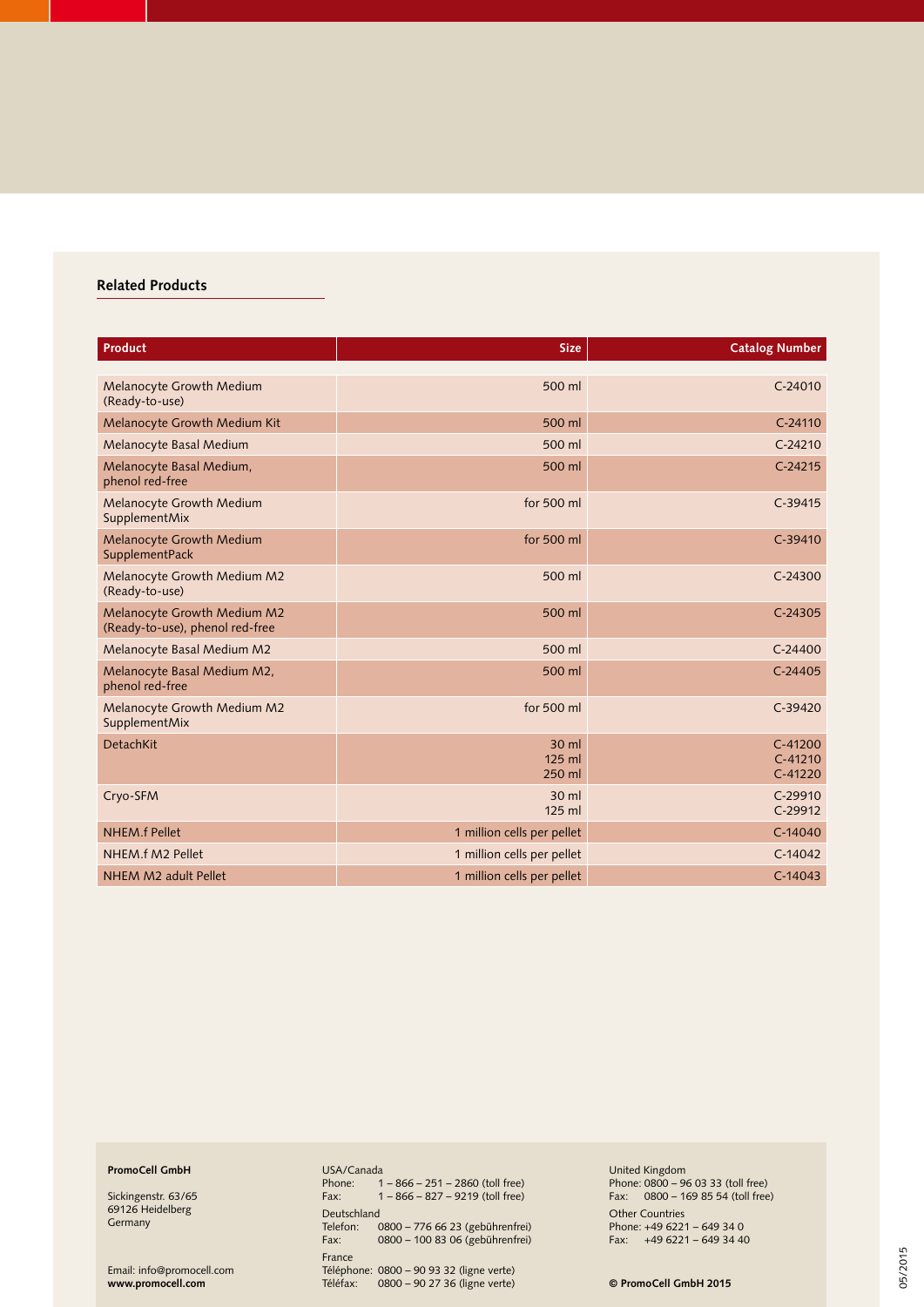## Related Products

| Product | Size | Catalog Number |
|---|---|---|
| Melanocyte Growth Medium (Ready-to-use) | 500 ml | C-24010 |
| Melanocyte Growth Medium Kit | 500 ml | C-24110 |
| Melanocyte Basal Medium | 500 ml | C-24210 |
| Melanocyte Basal Medium, phenol red-free | 500 ml | C-24215 |
| Melanocyte Growth Medium SupplementMix | for 500 ml | C-39415 |
| Melanocyte Growth Medium SupplementPack | for 500 ml | C-39410 |
| Melanocyte Growth Medium M2 (Ready-to-use) | 500 ml | C-24300 |
| Melanocyte Growth Medium M2 (Ready-to-use), phenol red-free | 500 ml | C-24305 |
| Melanocyte Basal Medium M2 | 500 ml | C-24400 |
| Melanocyte Basal Medium M2, phenol red-free | 500 ml | C-24405 |
| Melanocyte Growth Medium M2 SupplementMix | for 500 ml | C-39420 |
| DetachKit | 30 ml<br>125 ml<br>250 ml | C-41200<br>C-41210<br>C-41220 |
| Cryo-SFM | 30 ml<br>125 ml | C-29910<br>C-29912 |
| NHEM.f Pellet | 1 million cells per pellet | C-14040 |
| NHEM.f M2 Pellet | 1 million cells per pellet | C-14042 |
| NHEM M2 adult Pellet | 1 million cells per pellet | C-14043 |

**PromoCell GmbH**

Sickingenstr. 63/65
69126 Heidelberg
Germany

Email: info@promocell.com
**www.promocell.com**

USA/Canada
Phone: 1 – 866 – 251 – 2860 (toll free)
Fax: 1 – 866 – 827 – 9219 (toll free)

Deutschland
Telefon: 0800 – 776 66 23 (gebührenfrei)
Fax: 0800 – 100 83 06 (gebührenfrei)

France
Téléphone: 0800 – 90 93 32 (ligne verte)
Téléfax: 0800 – 90 27 36 (ligne verte)

United Kingdom
Phone: 0800 – 96 03 33 (toll free)
Fax: 0800 – 169 85 54 (toll free)

Other Countries
Phone: +49 6221 – 649 34 0
Fax: +49 6221 – 649 34 40

**© PromoCell GmbH 2015**

05/2015